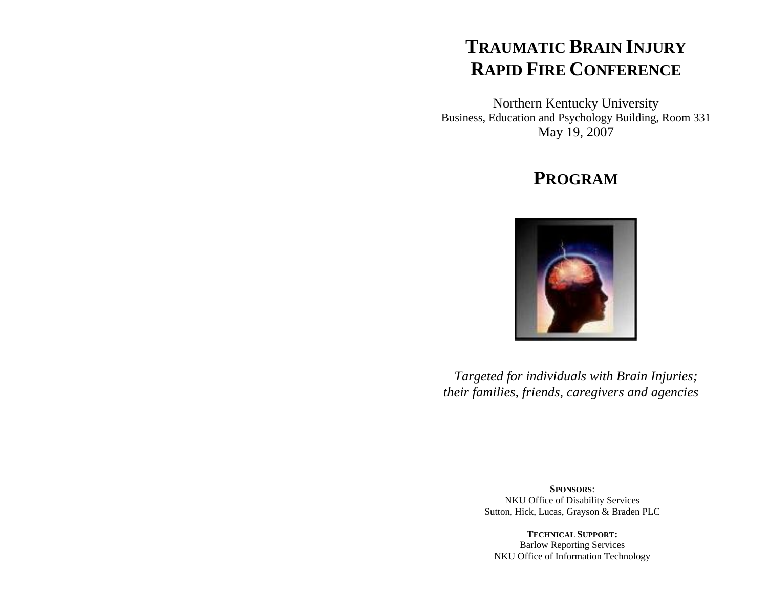# TRAUMATIC BRAIN INJURY RAPID FIRE CONFERENCE

Northern Kentucky University
Business, Education and Psychology Building, Room 331
May 19, 2007

## PROGRAM

*Targeted for individuals with Brain Injuries; their families, friends, caregivers and agencies*

**SPONSORS**:
NKU Office of Disability Services
Sutton, Hick, Lucas, Grayson & Braden PLC

**TECHNICAL SUPPORT:**
Barlow Reporting Services
NKU Office of Information Technology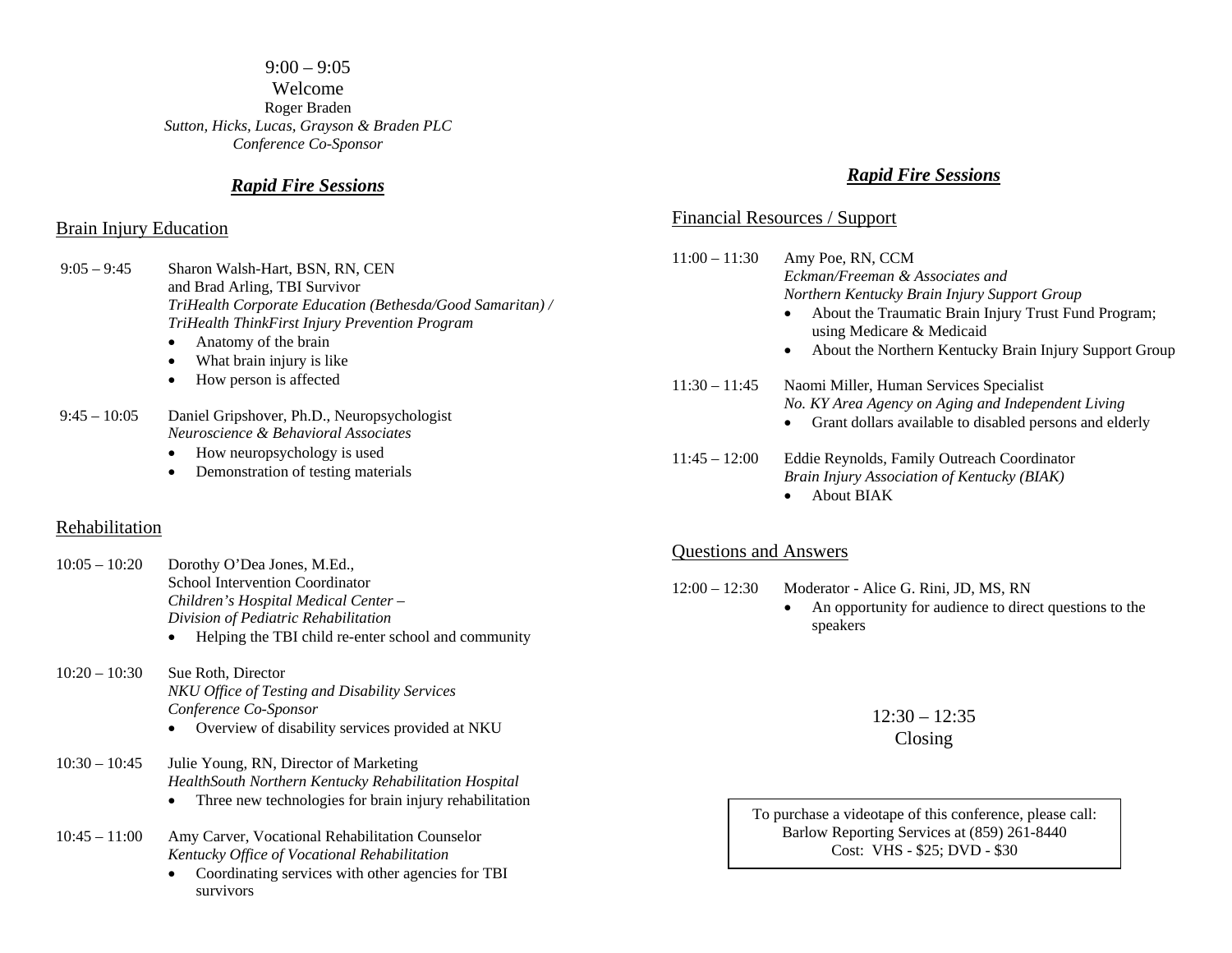9:00 – 9:05
Welcome
Roger Braden
*Sutton, Hicks, Lucas, Grayson & Braden PLC*
*Conference Co-Sponsor*

## ***Rapid Fire Sessions***

### Brain Injury Education

9:05 – 9:45 Sharon Walsh-Hart, BSN, RN, CEN
and Brad Arling, TBI Survivor
*TriHealth Corporate Education (Bethesda/Good Samaritan) / TriHealth ThinkFirst Injury Prevention Program*

- Anatomy of the brain
- What brain injury is like
- How person is affected

9:45 – 10:05 Daniel Gripshover, Ph.D., Neuropsychologist
*Neuroscience & Behavioral Associates*

- How neuropsychology is used
- Demonstration of testing materials

### Rehabilitation

10:05 – 10:20 Dorothy O'Dea Jones, M.Ed.,
School Intervention Coordinator
*Children's Hospital Medical Center – Division of Pediatric Rehabilitation*

- Helping the TBI child re-enter school and community

10:20 – 10:30 Sue Roth, Director
*NKU Office of Testing and Disability Services*
*Conference Co-Sponsor*

- Overview of disability services provided at NKU

10:30 – 10:45 Julie Young, RN, Director of Marketing
*HealthSouth Northern Kentucky Rehabilitation Hospital*

- Three new technologies for brain injury rehabilitation

10:45 – 11:00 Amy Carver, Vocational Rehabilitation Counselor
*Kentucky Office of Vocational Rehabilitation*

- Coordinating services with other agencies for TBI survivors

## ***Rapid Fire Sessions***

### Financial Resources / Support

11:00 – 11:30 Amy Poe, RN, CCM
*Eckman/Freeman & Associates and Northern Kentucky Brain Injury Support Group*

- About the Traumatic Brain Injury Trust Fund Program; using Medicare & Medicaid
- About the Northern Kentucky Brain Injury Support Group

11:30 – 11:45 Naomi Miller, Human Services Specialist
*No. KY Area Agency on Aging and Independent Living*

- Grant dollars available to disabled persons and elderly

11:45 – 12:00 Eddie Reynolds, Family Outreach Coordinator
*Brain Injury Association of Kentucky (BIAK)*

- About BIAK

### Questions and Answers

12:00 – 12:30 Moderator - Alice G. Rini, JD, MS, RN

- An opportunity for audience to direct questions to the speakers

12:30 – 12:35
Closing

To purchase a videotape of this conference, please call:
Barlow Reporting Services at (859) 261-8440
Cost: VHS - $25; DVD - $30